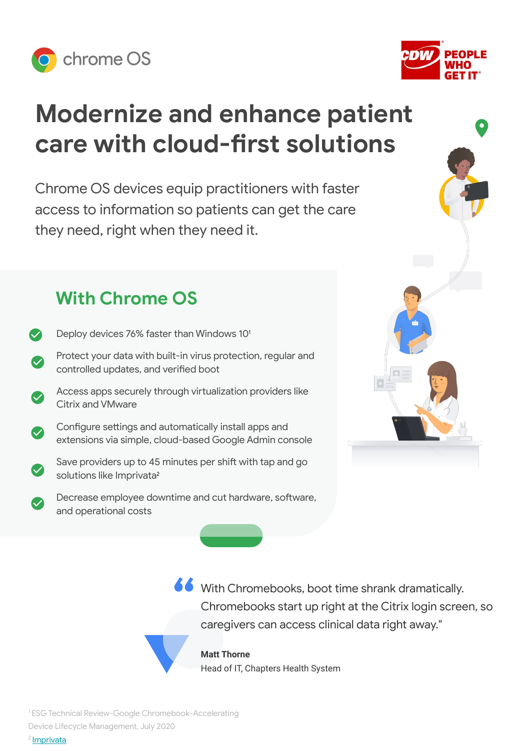chrome OS

CDW PEOPLE WHO GET IT

# Modernize and enhance patient care with cloud-first solutions

Chrome OS devices equip practitioners with faster access to information so patients can get the care they need, right when they need it.

## With Chrome OS

- Deploy devices 76% faster than Windows 10[1]
- Protect your data with built-in virus protection, regular and controlled updates, and verified boot
- Access apps securely through virtualization providers like Citrix and VMware
- Configure settings and automatically install apps and extensions via simple, cloud-based Google Admin console
- Save providers up to 45 minutes per shift with tap and go solutions like Imprivata[2]
- Decrease employee downtime and cut hardware, software, and operational costs

> "With Chromebooks, boot time shrank dramatically. Chromebooks start up right at the Citrix login screen, so caregivers can access clinical data right away."
>
> **Matt Thorne**
> Head of IT, Chapters Health System

[1] ESG Technical Review-Google Chromebook-Accelerating Device Lifecycle Management, July 2020

[2] Imprivata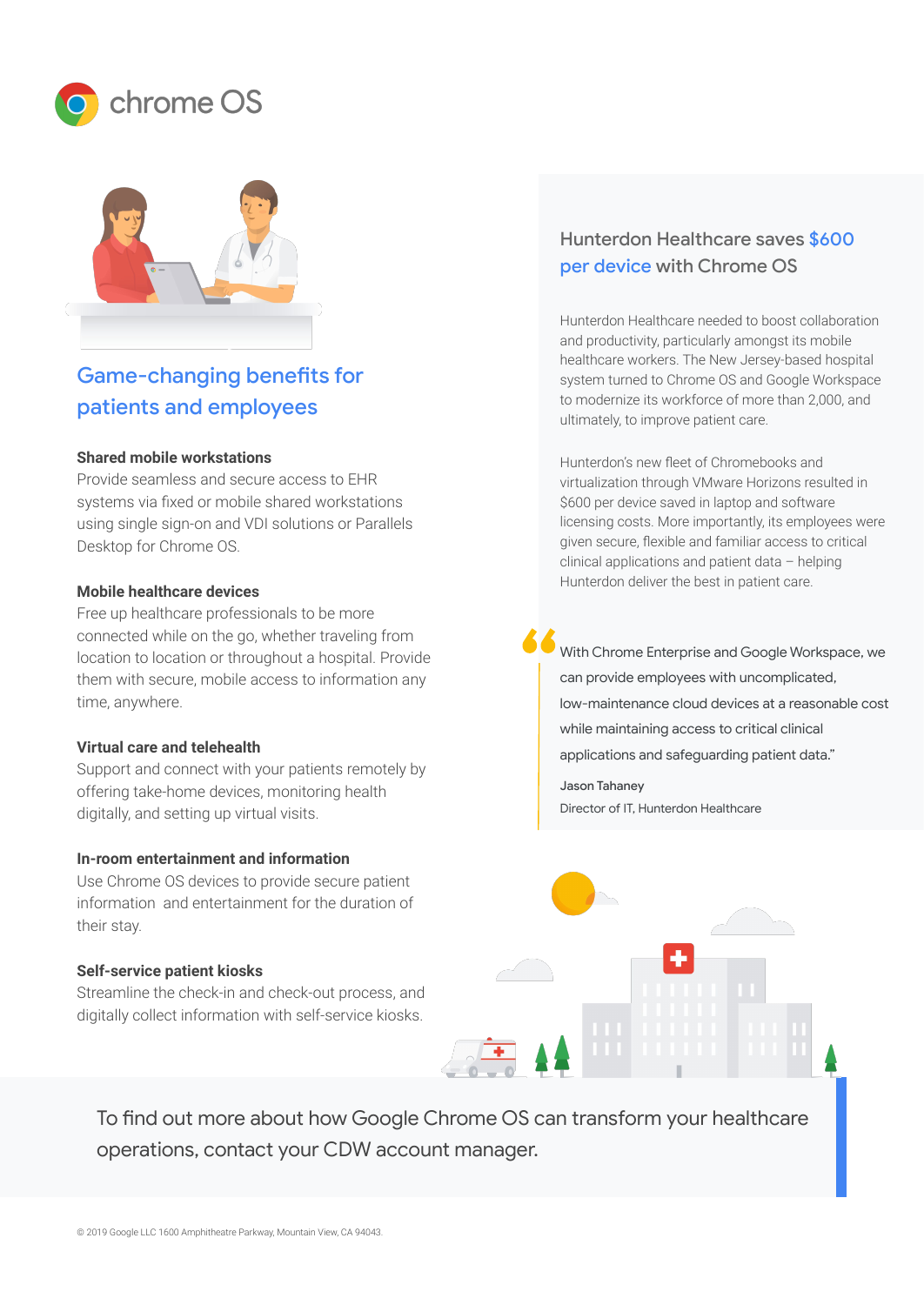chrome OS

## Game-changing benefits for patients and employees

**Shared mobile workstations**
Provide seamless and secure access to EHR systems via fixed or mobile shared workstations using single sign-on and VDI solutions or Parallels Desktop for Chrome OS.

**Mobile healthcare devices**
Free up healthcare professionals to be more connected while on the go, whether traveling from location to location or throughout a hospital. Provide them with secure, mobile access to information any time, anywhere.

**Virtual care and telehealth**
Support and connect with your patients remotely by offering take-home devices, monitoring health digitally, and setting up virtual visits.

**In-room entertainment and information**
Use Chrome OS devices to provide secure patient information and entertainment for the duration of their stay.

**Self-service patient kiosks**
Streamline the check-in and check-out process, and digitally collect information with self-service kiosks.

## Hunterdon Healthcare saves $600 per device with Chrome OS

Hunterdon Healthcare needed to boost collaboration and productivity, particularly amongst its mobile healthcare workers. The New Jersey-based hospital system turned to Chrome OS and Google Workspace to modernize its workforce of more than 2,000, and ultimately, to improve patient care.

Hunterdon's new fleet of Chromebooks and virtualization through VMware Horizons resulted in $600 per device saved in laptop and software licensing costs. More importantly, its employees were given secure, flexible and familiar access to critical clinical applications and patient data – helping Hunterdon deliver the best in patient care.

> "With Chrome Enterprise and Google Workspace, we can provide employees with uncomplicated, low-maintenance cloud devices at a reasonable cost while maintaining access to critical clinical applications and safeguarding patient data."
>
> Jason Tahaney
> Director of IT, Hunterdon Healthcare

To find out more about how Google Chrome OS can transform your healthcare operations, contact your CDW account manager.

© 2019 Google LLC 1600 Amphitheatre Parkway, Mountain View, CA 94043.